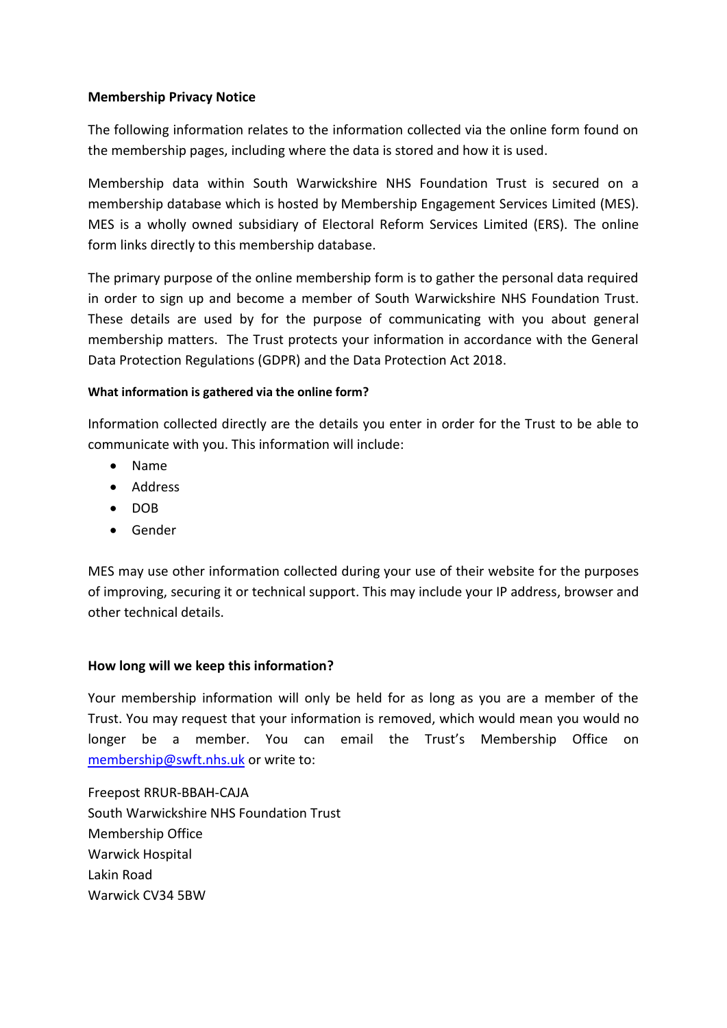**Membership Privacy Notice**

The following information relates to the information collected via the online form found on the membership pages, including where the data is stored and how it is used.

Membership data within South Warwickshire NHS Foundation Trust is secured on a membership database which is hosted by Membership Engagement Services Limited (MES). MES is a wholly owned subsidiary of Electoral Reform Services Limited (ERS). The online form links directly to this membership database.

The primary purpose of the online membership form is to gather the personal data required in order to sign up and become a member of South Warwickshire NHS Foundation Trust. These details are used by for the purpose of communicating with you about general membership matters. The Trust protects your information in accordance with the General Data Protection Regulations (GDPR) and the Data Protection Act 2018.

**What information is gathered via the online form?**

Information collected directly are the details you enter in order for the Trust to be able to communicate with you. This information will include:

- Name
- Address
- DOB
- Gender

MES may use other information collected during your use of their website for the purposes of improving, securing it or technical support. This may include your IP address, browser and other technical details.

**How long will we keep this information?**

Your membership information will only be held for as long as you are a member of the Trust. You may request that your information is removed, which would mean you would no longer be a member. You can email the Trust's Membership Office on membership@swft.nhs.uk or write to:

Freepost RRUR-BBAH-CAJA
South Warwickshire NHS Foundation Trust
Membership Office
Warwick Hospital
Lakin Road
Warwick CV34 5BW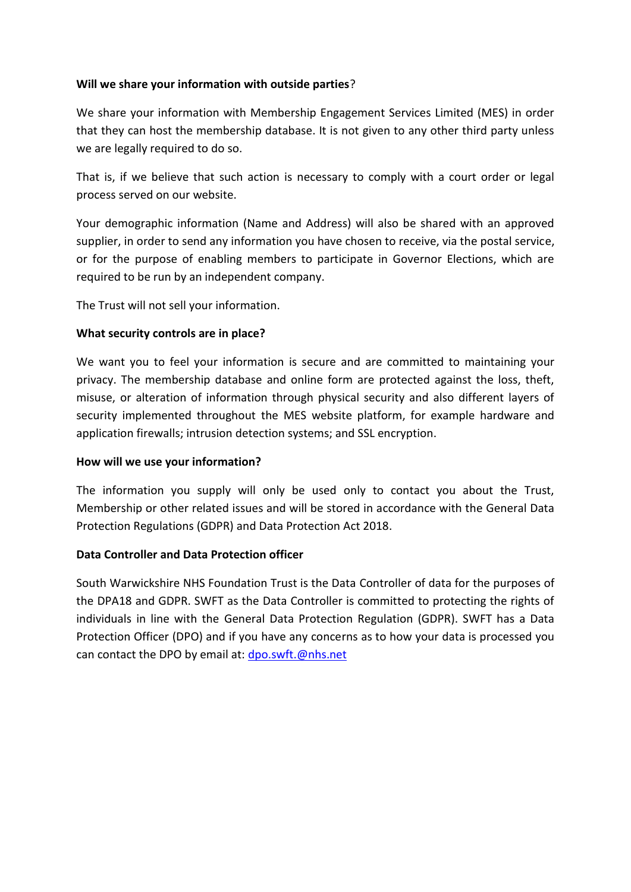**Will we share your information with outside parties**?

We share your information with Membership Engagement Services Limited (MES) in order that they can host the membership database. It is not given to any other third party unless we are legally required to do so.

That is, if we believe that such action is necessary to comply with a court order or legal process served on our website.

Your demographic information (Name and Address) will also be shared with an approved supplier, in order to send any information you have chosen to receive, via the postal service, or for the purpose of enabling members to participate in Governor Elections, which are required to be run by an independent company.

The Trust will not sell your information.

**What security controls are in place?**

We want you to feel your information is secure and are committed to maintaining your privacy. The membership database and online form are protected against the loss, theft, misuse, or alteration of information through physical security and also different layers of security implemented throughout the MES website platform, for example hardware and application firewalls; intrusion detection systems; and SSL encryption.

**How will we use your information?**

The information you supply will only be used only to contact you about the Trust, Membership or other related issues and will be stored in accordance with the General Data Protection Regulations (GDPR) and Data Protection Act 2018.

**Data Controller and Data Protection officer**

South Warwickshire NHS Foundation Trust is the Data Controller of data for the purposes of the DPA18 and GDPR. SWFT as the Data Controller is committed to protecting the rights of individuals in line with the General Data Protection Regulation (GDPR). SWFT has a Data Protection Officer (DPO) and if you have any concerns as to how your data is processed you can contact the DPO by email at: [dpo.swft.@nhs.net](mailto:dpo.swft.@nhs.net)